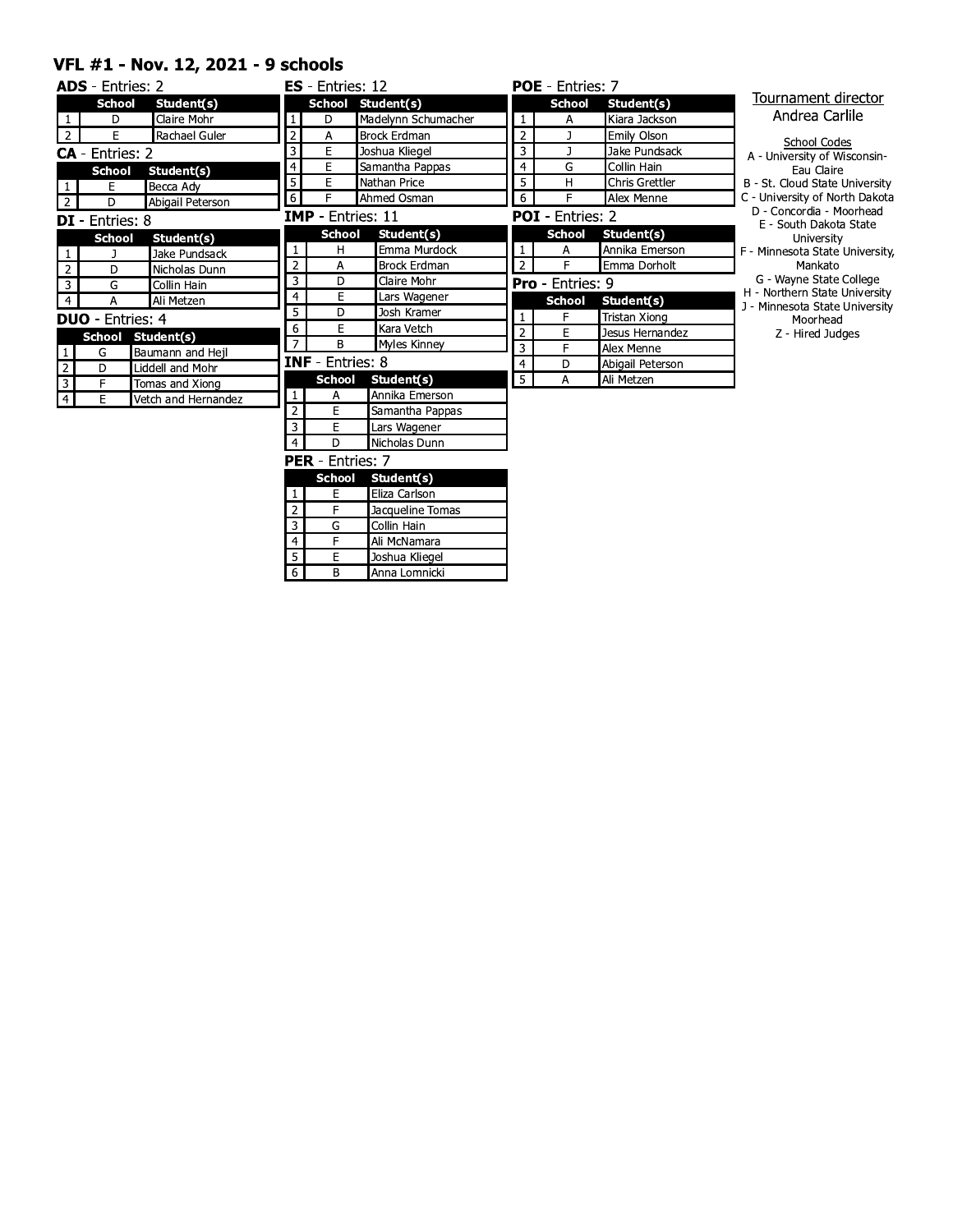# VFL #1 - Nov. 12, 2021 - 9 schools

**ADS** - Entries: 2

| | School | Student(s) |
|---|---|---|
| 1 | D | Claire Mohr |
| 2 | E | Rachael Guler |

**CA** - Entries: 2

| | School | Student(s) |
|---|---|---|
| 1 | E | Becca Ady |
| 2 | D | Abigail Peterson |

**DI** - Entries: 8

| | School | Student(s) |
|---|---|---|
| 1 | J | Jake Pundsack |
| 2 | D | Nicholas Dunn |
| 3 | G | Collin Hain |
| 4 | A | Ali Metzen |

**DUO** - Entries: 4

| | School | Student(s) |
|---|---|---|
| 1 | G | Baumann and Hejl |
| 2 | D | Liddell and Mohr |
| 3 | F | Tomas and Xiong |
| 4 | E | Vetch and Hernandez |

**ES** - Entries: 12

| | School | Student(s) |
|---|---|---|
| 1 | D | Madelynn Schumacher |
| 2 | A | Brock Erdman |
| 3 | E | Joshua Kliegel |
| 4 | E | Samantha Pappas |
| 5 | E | Nathan Price |
| 6 | F | Ahmed Osman |

**IMP** - Entries: 11

| | School | Student(s) |
|---|---|---|
| 1 | H | Emma Murdock |
| 2 | A | Brock Erdman |
| 3 | D | Claire Mohr |
| 4 | E | Lars Wagener |
| 5 | D | Josh Kramer |
| 6 | E | Kara Vetch |
| 7 | B | Myles Kinney |

**INF** - Entries: 8

| | School | Student(s) |
|---|---|---|
| 1 | A | Annika Emerson |
| 2 | E | Samantha Pappas |
| 3 | E | Lars Wagener |
| 4 | D | Nicholas Dunn |

**PER** - Entries: 7

| | School | Student(s) |
|---|---|---|
| 1 | E | Eliza Carlson |
| 2 | F | Jacqueline Tomas |
| 3 | G | Collin Hain |
| 4 | F | Ali McNamara |
| 5 | E | Joshua Kliegel |
| 6 | B | Anna Lomnicki |

**POE** - Entries: 7

| | School | Student(s) |
|---|---|---|
| 1 | A | Kiara Jackson |
| 2 | J | Emily Olson |
| 3 | J | Jake Pundsack |
| 4 | G | Collin Hain |
| 5 | H | Chris Grettler |
| 6 | F | Alex Menne |

**POI** - Entries: 2

| | School | Student(s) |
|---|---|---|
| 1 | A | Annika Emerson |
| 2 | F | Emma Dorholt |

**Pro** - Entries: 9

| | School | Student(s) |
|---|---|---|
| 1 | F | Tristan Xiong |
| 2 | E | Jesus Hernandez |
| 3 | F | Alex Menne |
| 4 | D | Abigail Peterson |
| 5 | A | Ali Metzen |

Tournament director
Andrea Carlile

School Codes

- A - University of Wisconsin-Eau Claire
- B - St. Cloud State University
- C - University of North Dakota
- D - Concordia - Moorhead
- E - South Dakota State University
- F - Minnesota State University, Mankato
- G - Wayne State College
- H - Northern State University
- J - Minnesota State University Moorhead
- Z - Hired Judges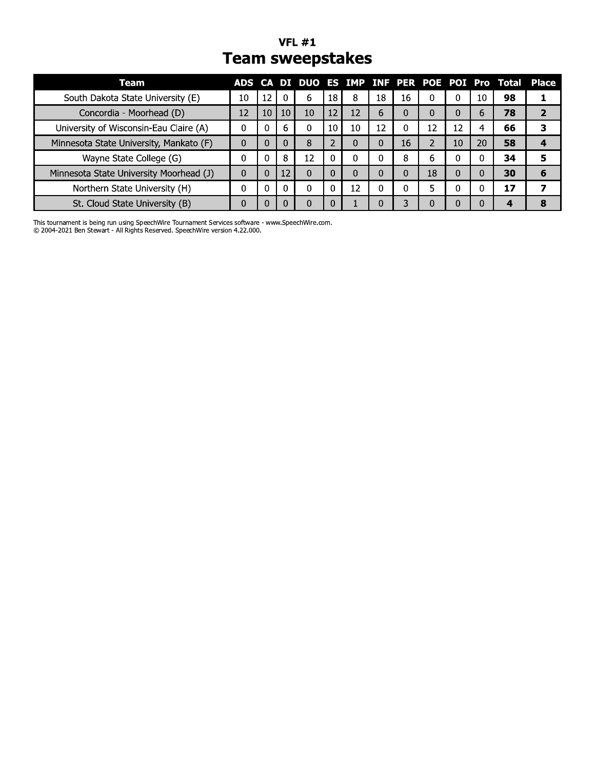## VFL #1

# Team sweepstakes

| Team | ADS | CA | DI | DUO | ES | IMP | INF | PER | POE | POI | Pro | Total | Place |
|---|---|---|---|---|---|---|---|---|---|---|---|---|---|
| South Dakota State University (E) | 10 | 12 | 0 | 6 | 18 | 8 | 18 | 16 | 0 | 0 | 10 | **98** | **1** |
| Concordia - Moorhead (D) | 12 | 10 | 10 | 10 | 12 | 12 | 6 | 0 | 0 | 0 | 6 | **78** | **2** |
| University of Wisconsin-Eau Claire (A) | 0 | 0 | 6 | 0 | 10 | 10 | 12 | 0 | 12 | 12 | 4 | **66** | **3** |
| Minnesota State University, Mankato (F) | 0 | 0 | 0 | 8 | 2 | 0 | 0 | 16 | 2 | 10 | 20 | **58** | **4** |
| Wayne State College (G) | 0 | 0 | 8 | 12 | 0 | 0 | 0 | 8 | 6 | 0 | 0 | **34** | **5** |
| Minnesota State University Moorhead (J) | 0 | 0 | 12 | 0 | 0 | 0 | 0 | 0 | 18 | 0 | 0 | **30** | **6** |
| Northern State University (H) | 0 | 0 | 0 | 0 | 0 | 12 | 0 | 0 | 5 | 0 | 0 | **17** | **7** |
| St. Cloud State University (B) | 0 | 0 | 0 | 0 | 0 | 1 | 0 | 3 | 0 | 0 | 0 | **4** | **8** |

This tournament is being run using SpeechWire Tournament Services software - www.SpeechWire.com.
© 2004-2021 Ben Stewart - All Rights Reserved. SpeechWire version 4.22.000.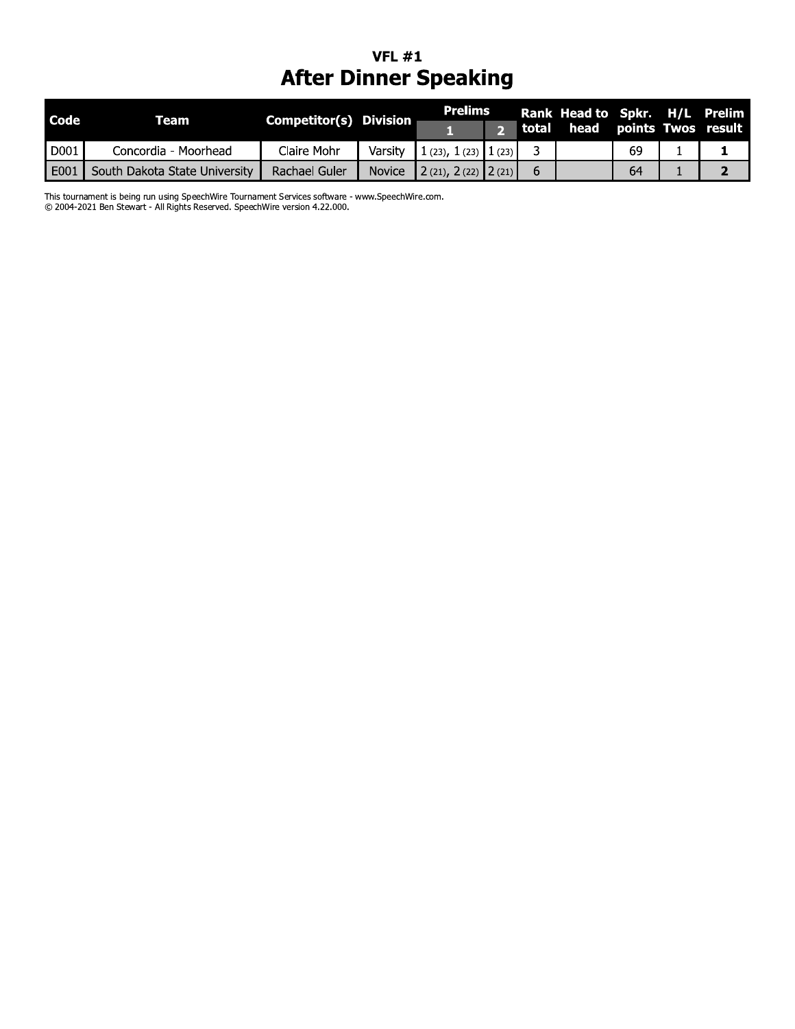## VFL #1

# After Dinner Speaking

| Code | Team | Competitor(s) | Division | Prelims | | Rank total | Head to head | Spkr. points | H/L Twos | Prelim result |
|---|---|---|---|---|---|---|---|---|---|---|
| | | | | 1 | 2 | | | | | |
| D001 | Concordia - Moorhead | Claire Mohr | Varsity | 1 (23), 1 (23) | 1 (23) | 3 | | 69 | 1 | **1** |
| E001 | South Dakota State University | Rachael Guler | Novice | 2 (21), 2 (22) | 2 (21) | 6 | | 64 | 1 | **2** |

This tournament is being run using SpeechWire Tournament Services software - www.SpeechWire.com.
© 2004-2021 Ben Stewart - All Rights Reserved. SpeechWire version 4.22.000.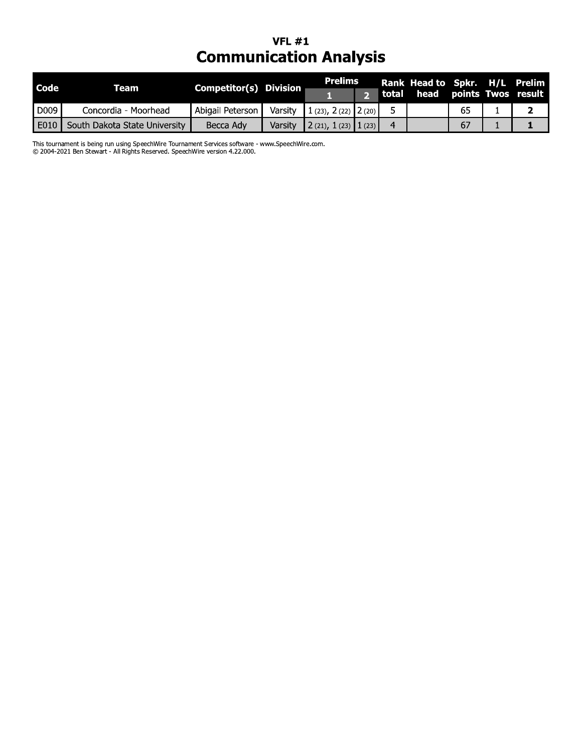## VFL #1

# Communication Analysis

| Code | Team | Competitor(s) | Division | Prelims | | Rank total | Head to head | Spkr. points | H/L Twos | Prelim result |
|---|---|---|---|---|---|---|---|---|---|---|
| | | | | 1 | 2 | | | | | |
| D009 | Concordia - Moorhead | Abigail Peterson | Varsity | 1 (23), 2 (22) | 2 (20) | 5 | | 65 | 1 | **2** |
| E010 | South Dakota State University | Becca Ady | Varsity | 2 (21), 1 (23) | 1 (23) | 4 | | 67 | 1 | **1** |

This tournament is being run using SpeechWire Tournament Services software - www.SpeechWire.com.
© 2004-2021 Ben Stewart - All Rights Reserved. SpeechWire version 4.22.000.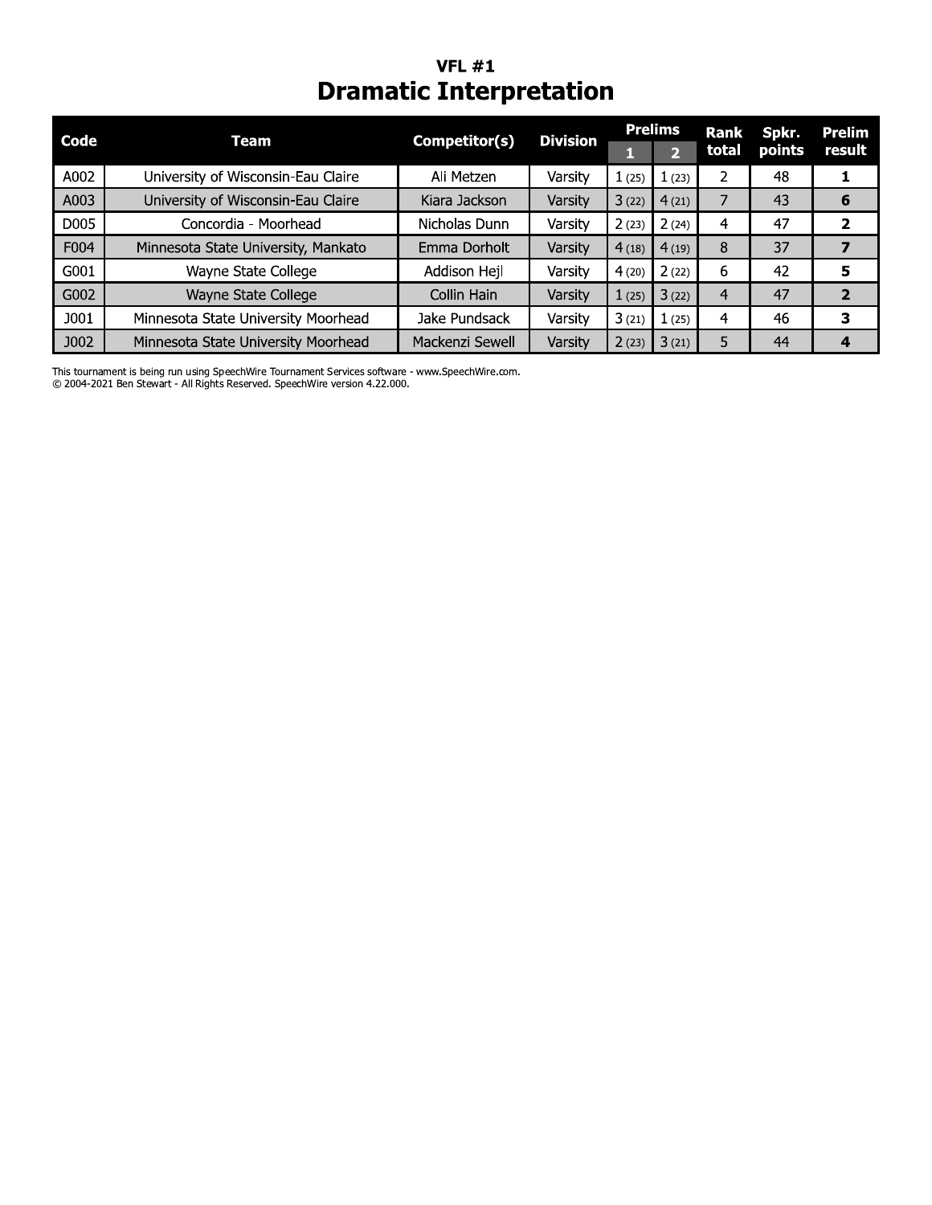## VFL #1

# Dramatic Interpretation

| Code | Team | Competitor(s) | Division | Prelims | | Rank total | Spkr. points | Prelim result |
|---|---|---|---|---|---|---|---|---|
| | | | | 1 | 2 | | | |
| A002 | University of Wisconsin-Eau Claire | Ali Metzen | Varsity | 1 (25) | 1 (23) | 2 | 48 | **1** |
| A003 | University of Wisconsin-Eau Claire | Kiara Jackson | Varsity | 3 (22) | 4 (21) | 7 | 43 | **6** |
| D005 | Concordia - Moorhead | Nicholas Dunn | Varsity | 2 (23) | 2 (24) | 4 | 47 | **2** |
| F004 | Minnesota State University, Mankato | Emma Dorholt | Varsity | 4 (18) | 4 (19) | 8 | 37 | **7** |
| G001 | Wayne State College | Addison Hejl | Varsity | 4 (20) | 2 (22) | 6 | 42 | **5** |
| G002 | Wayne State College | Collin Hain | Varsity | 1 (25) | 3 (22) | 4 | 47 | **2** |
| J001 | Minnesota State University Moorhead | Jake Pundsack | Varsity | 3 (21) | 1 (25) | 4 | 46 | **3** |
| J002 | Minnesota State University Moorhead | Mackenzi Sewell | Varsity | 2 (23) | 3 (21) | 5 | 44 | **4** |

This tournament is being run using SpeechWire Tournament Services software - www.SpeechWire.com.
© 2004-2021 Ben Stewart - All Rights Reserved. SpeechWire version 4.22.000.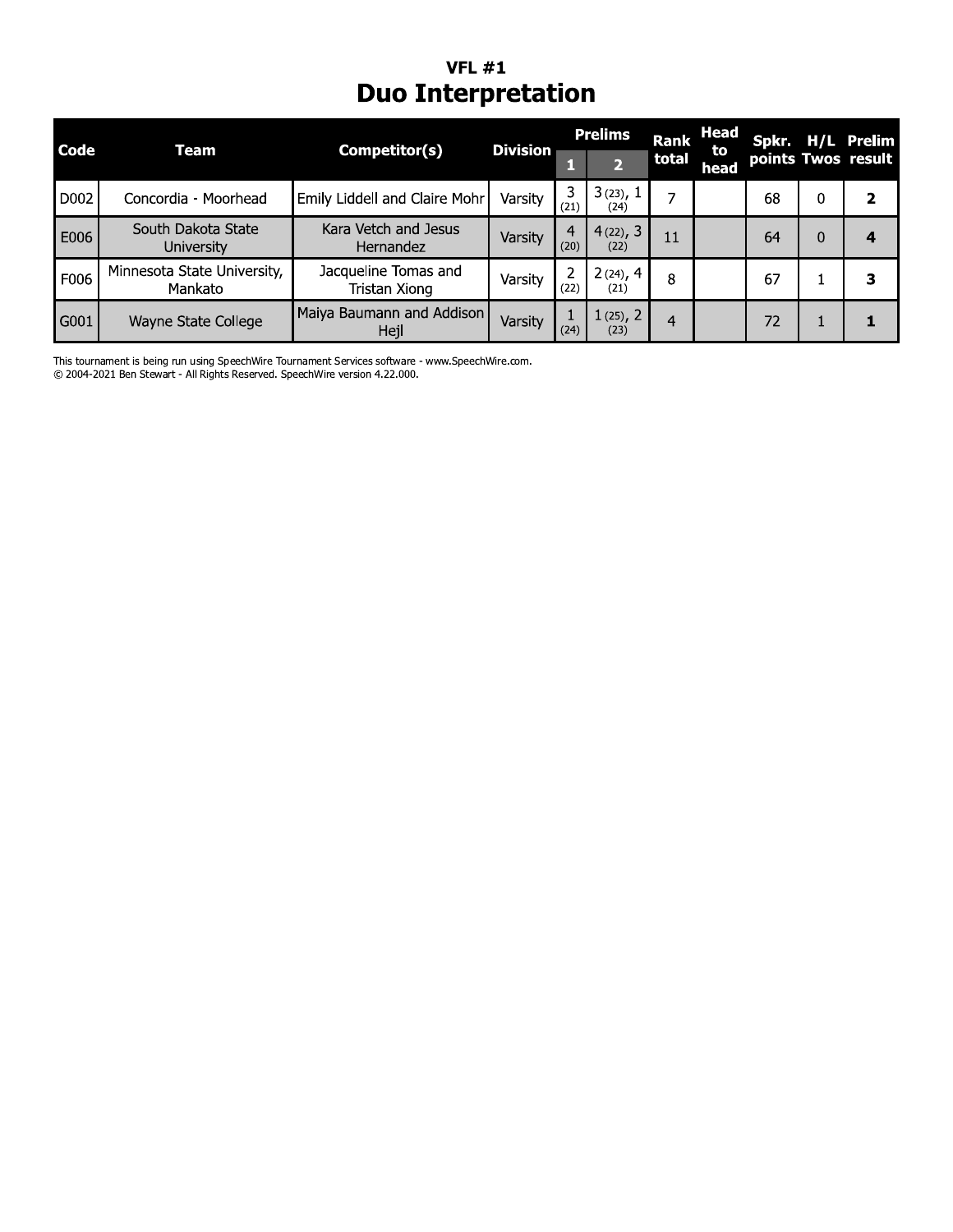## VFL #1

# Duo Interpretation

| Code | Team | Competitor(s) | Division | Prelims | | Rank total | Head to head | Spkr. points | H/L Twos | Prelim result |
|---|---|---|---|---|---|---|---|---|---|---|
| | | | | 1 | 2 | | | | | |
| D002 | Concordia - Moorhead | Emily Liddell and Claire Mohr | Varsity | 3 (21) | 3 (23), 1 (24) | 7 | | 68 | 0 | **2** |
| E006 | South Dakota State University | Kara Vetch and Jesus Hernandez | Varsity | 4 (20) | 4 (22), 3 (22) | 11 | | 64 | 0 | **4** |
| F006 | Minnesota State University, Mankato | Jacqueline Tomas and Tristan Xiong | Varsity | 2 (22) | 2 (24), 4 (21) | 8 | | 67 | 1 | **3** |
| G001 | Wayne State College | Maiya Baumann and Addison Hejl | Varsity | 1 (24) | 1 (25), 2 (23) | 4 | | 72 | 1 | **1** |

This tournament is being run using SpeechWire Tournament Services software - www.SpeechWire.com.
© 2004-2021 Ben Stewart - All Rights Reserved. SpeechWire version 4.22.000.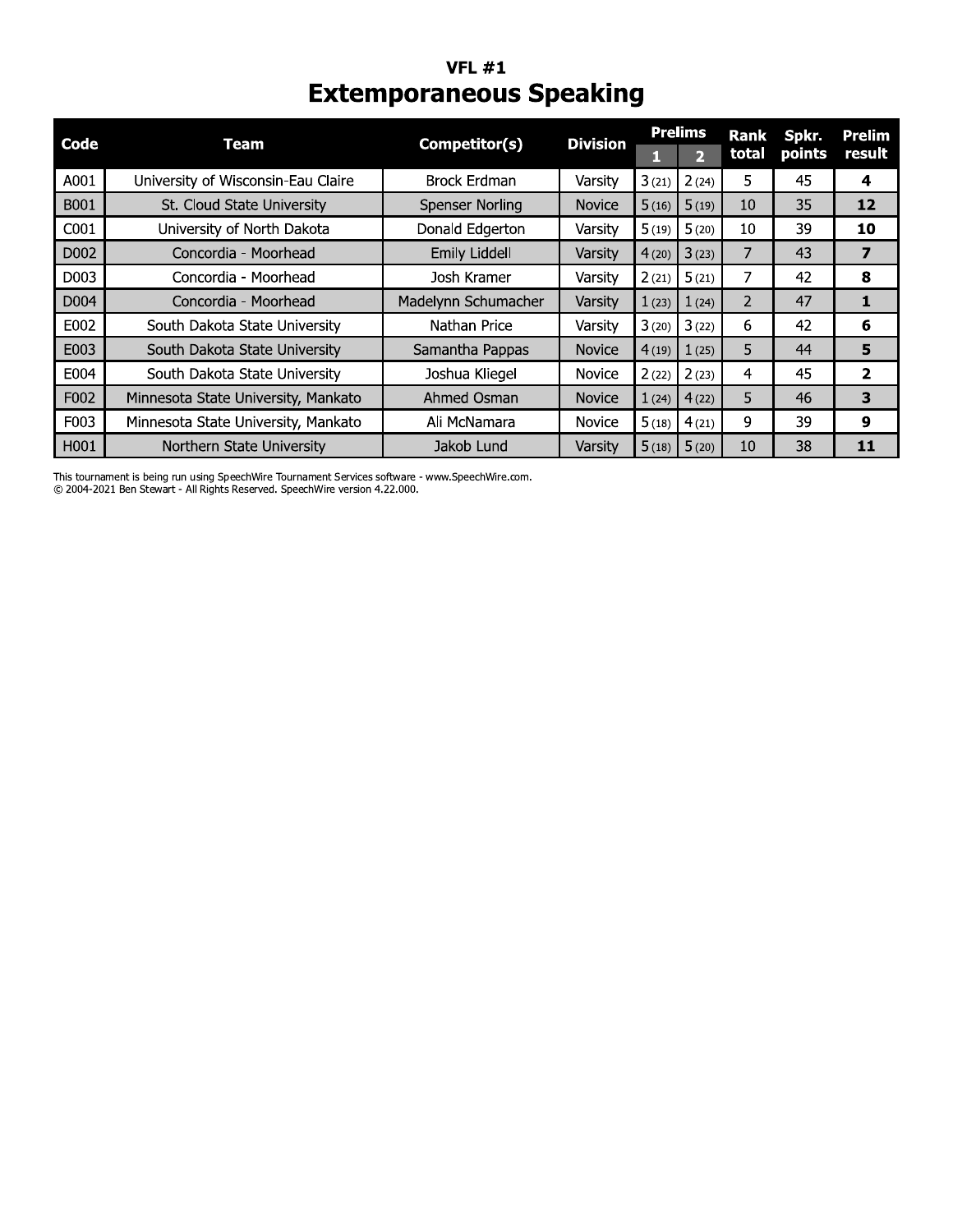## VFL #1

# Extemporaneous Speaking

| Code | Team | Competitor(s) | Division | Prelims | | Rank total | Spkr. points | Prelim result |
|---|---|---|---|---|---|---|---|---|
| | | | | 1 | 2 | | | |
| A001 | University of Wisconsin-Eau Claire | Brock Erdman | Varsity | 3 (21) | 2 (24) | 5 | 45 | **4** |
| B001 | St. Cloud State University | Spenser Norling | Novice | 5 (16) | 5 (19) | 10 | 35 | **12** |
| C001 | University of North Dakota | Donald Edgerton | Varsity | 5 (19) | 5 (20) | 10 | 39 | **10** |
| D002 | Concordia - Moorhead | Emily Liddell | Varsity | 4 (20) | 3 (23) | 7 | 43 | **7** |
| D003 | Concordia - Moorhead | Josh Kramer | Varsity | 2 (21) | 5 (21) | 7 | 42 | **8** |
| D004 | Concordia - Moorhead | Madelynn Schumacher | Varsity | 1 (23) | 1 (24) | 2 | 47 | **1** |
| E002 | South Dakota State University | Nathan Price | Varsity | 3 (20) | 3 (22) | 6 | 42 | **6** |
| E003 | South Dakota State University | Samantha Pappas | Novice | 4 (19) | 1 (25) | 5 | 44 | **5** |
| E004 | South Dakota State University | Joshua Kliegel | Novice | 2 (22) | 2 (23) | 4 | 45 | **2** |
| F002 | Minnesota State University, Mankato | Ahmed Osman | Novice | 1 (24) | 4 (22) | 5 | 46 | **3** |
| F003 | Minnesota State University, Mankato | Ali McNamara | Novice | 5 (18) | 4 (21) | 9 | 39 | **9** |
| H001 | Northern State University | Jakob Lund | Varsity | 5 (18) | 5 (20) | 10 | 38 | **11** |

This tournament is being run using SpeechWire Tournament Services software - www.SpeechWire.com.
© 2004-2021 Ben Stewart - All Rights Reserved. SpeechWire version 4.22.000.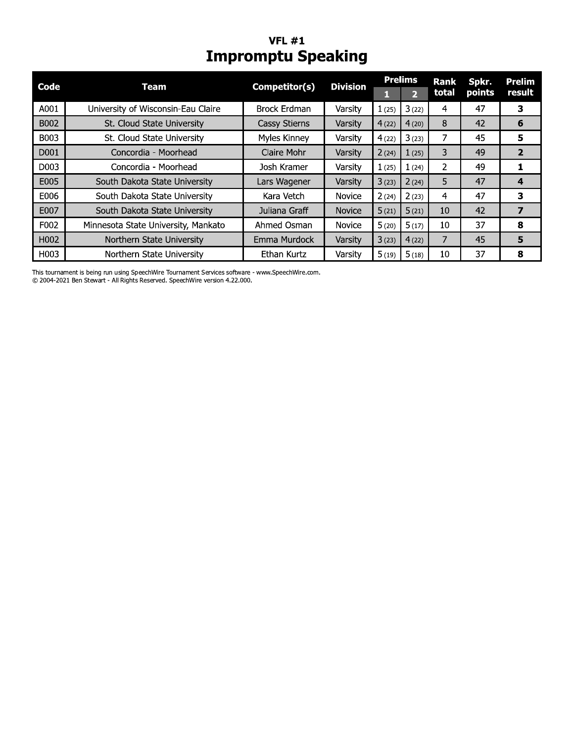## VFL #1

# Impromptu Speaking

| Code | Team | Competitor(s) | Division | Prelims | | Rank total | Spkr. points | Prelim result |
|---|---|---|---|---|---|---|---|---|
| | | | | 1 | 2 | | | |
| A001 | University of Wisconsin-Eau Claire | Brock Erdman | Varsity | 1 (25) | 3 (22) | 4 | 47 | **3** |
| B002 | St. Cloud State University | Cassy Stierns | Varsity | 4 (22) | 4 (20) | 8 | 42 | **6** |
| B003 | St. Cloud State University | Myles Kinney | Varsity | 4 (22) | 3 (23) | 7 | 45 | **5** |
| D001 | Concordia - Moorhead | Claire Mohr | Varsity | 2 (24) | 1 (25) | 3 | 49 | **2** |
| D003 | Concordia - Moorhead | Josh Kramer | Varsity | 1 (25) | 1 (24) | 2 | 49 | **1** |
| E005 | South Dakota State University | Lars Wagener | Varsity | 3 (23) | 2 (24) | 5 | 47 | **4** |
| E006 | South Dakota State University | Kara Vetch | Novice | 2 (24) | 2 (23) | 4 | 47 | **3** |
| E007 | South Dakota State University | Juliana Graff | Novice | 5 (21) | 5 (21) | 10 | 42 | **7** |
| F002 | Minnesota State University, Mankato | Ahmed Osman | Novice | 5 (20) | 5 (17) | 10 | 37 | **8** |
| H002 | Northern State University | Emma Murdock | Varsity | 3 (23) | 4 (22) | 7 | 45 | **5** |
| H003 | Northern State University | Ethan Kurtz | Varsity | 5 (19) | 5 (18) | 10 | 37 | **8** |

This tournament is being run using SpeechWire Tournament Services software - www.SpeechWire.com.
© 2004-2021 Ben Stewart - All Rights Reserved. SpeechWire version 4.22.000.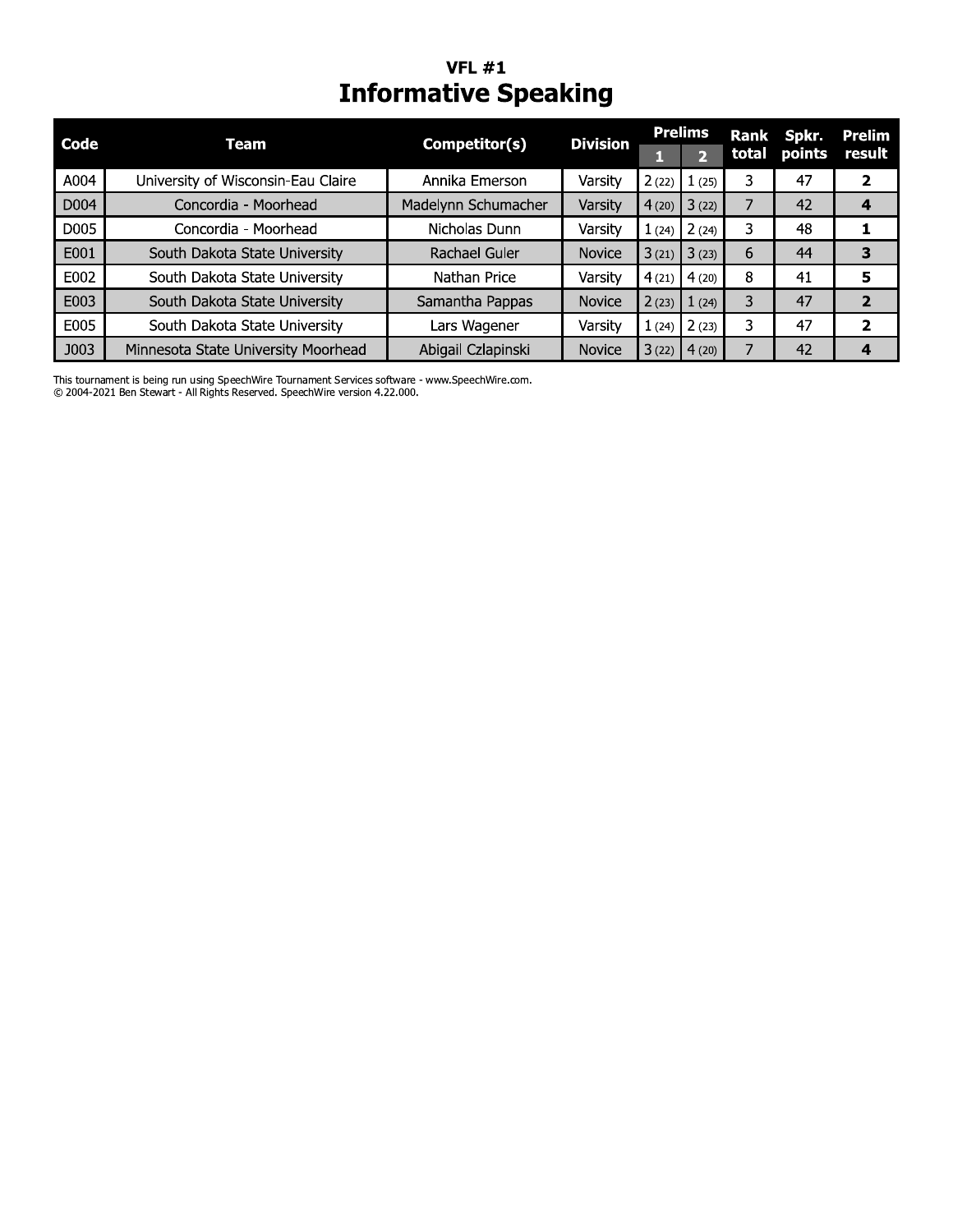## VFL #1

# Informative Speaking

| Code | Team | Competitor(s) | Division | Prelims | | Rank total | Spkr. points | Prelim result |
|---|---|---|---|---|---|---|---|---|
| | | | | 1 | 2 | | | |
| A004 | University of Wisconsin-Eau Claire | Annika Emerson | Varsity | 2 (22) | 1 (25) | 3 | 47 | **2** |
| D004 | Concordia - Moorhead | Madelynn Schumacher | Varsity | 4 (20) | 3 (22) | 7 | 42 | **4** |
| D005 | Concordia - Moorhead | Nicholas Dunn | Varsity | 1 (24) | 2 (24) | 3 | 48 | **1** |
| E001 | South Dakota State University | Rachael Guler | Novice | 3 (21) | 3 (23) | 6 | 44 | **3** |
| E002 | South Dakota State University | Nathan Price | Varsity | 4 (21) | 4 (20) | 8 | 41 | **5** |
| E003 | South Dakota State University | Samantha Pappas | Novice | 2 (23) | 1 (24) | 3 | 47 | **2** |
| E005 | South Dakota State University | Lars Wagener | Varsity | 1 (24) | 2 (23) | 3 | 47 | **2** |
| J003 | Minnesota State University Moorhead | Abigail Czlapinski | Novice | 3 (22) | 4 (20) | 7 | 42 | **4** |

This tournament is being run using SpeechWire Tournament Services software - www.SpeechWire.com.
© 2004-2021 Ben Stewart - All Rights Reserved. SpeechWire version 4.22.000.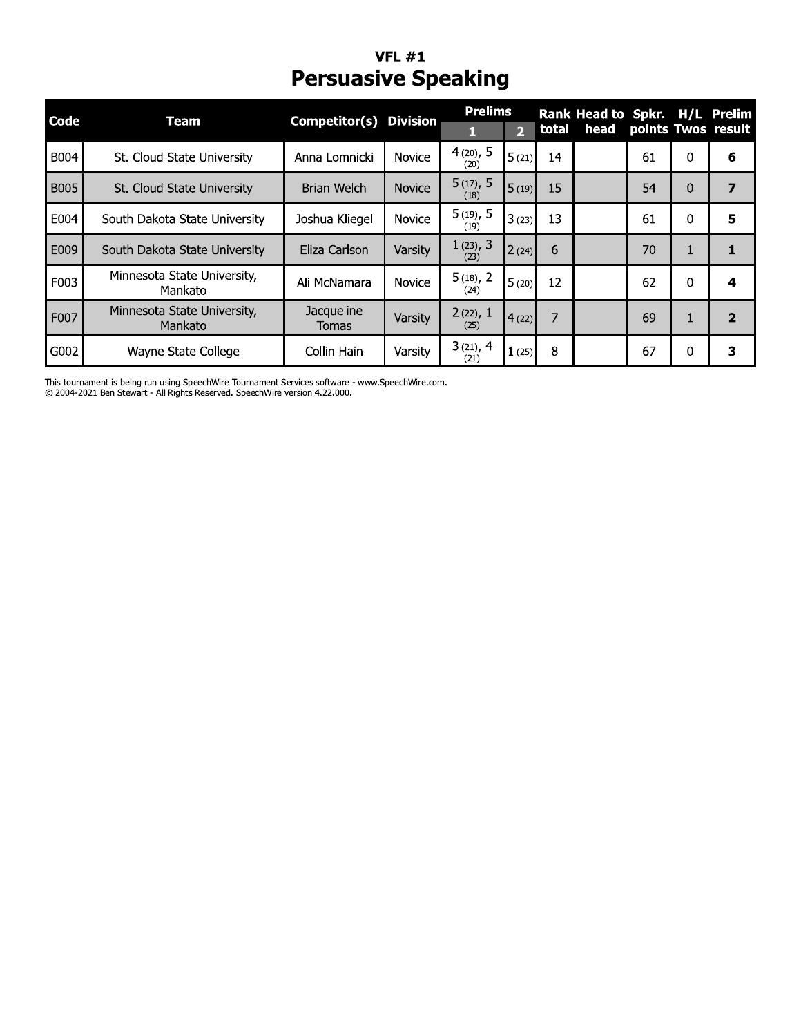## VFL #1

# Persuasive Speaking

| Code | Team | Competitor(s) | Division | Prelims 1 | Prelims 2 | Rank total | Head to head | Spkr. points | H/L Twos | Prelim result |
|---|---|---|---|---|---|---|---|---|---|---|
| B004 | St. Cloud State University | Anna Lomnicki | Novice | 4 (20), 5 (20) | 5 (21) | 14 | | 61 | 0 | **6** |
| B005 | St. Cloud State University | Brian Welch | Novice | 5 (17), 5 (18) | 5 (19) | 15 | | 54 | 0 | **7** |
| E004 | South Dakota State University | Joshua Kliegel | Novice | 5 (19), 5 (19) | 3 (23) | 13 | | 61 | 0 | **5** |
| E009 | South Dakota State University | Eliza Carlson | Varsity | 1 (23), 3 (23) | 2 (24) | 6 | | 70 | 1 | **1** |
| F003 | Minnesota State University, Mankato | Ali McNamara | Novice | 5 (18), 2 (24) | 5 (20) | 12 | | 62 | 0 | **4** |
| F007 | Minnesota State University, Mankato | Jacqueline Tomas | Varsity | 2 (22), 1 (25) | 4 (22) | 7 | | 69 | 1 | **2** |
| G002 | Wayne State College | Collin Hain | Varsity | 3 (21), 4 (21) | 1 (25) | 8 | | 67 | 0 | **3** |

This tournament is being run using SpeechWire Tournament Services software - www.SpeechWire.com.
© 2004-2021 Ben Stewart - All Rights Reserved. SpeechWire version 4.22.000.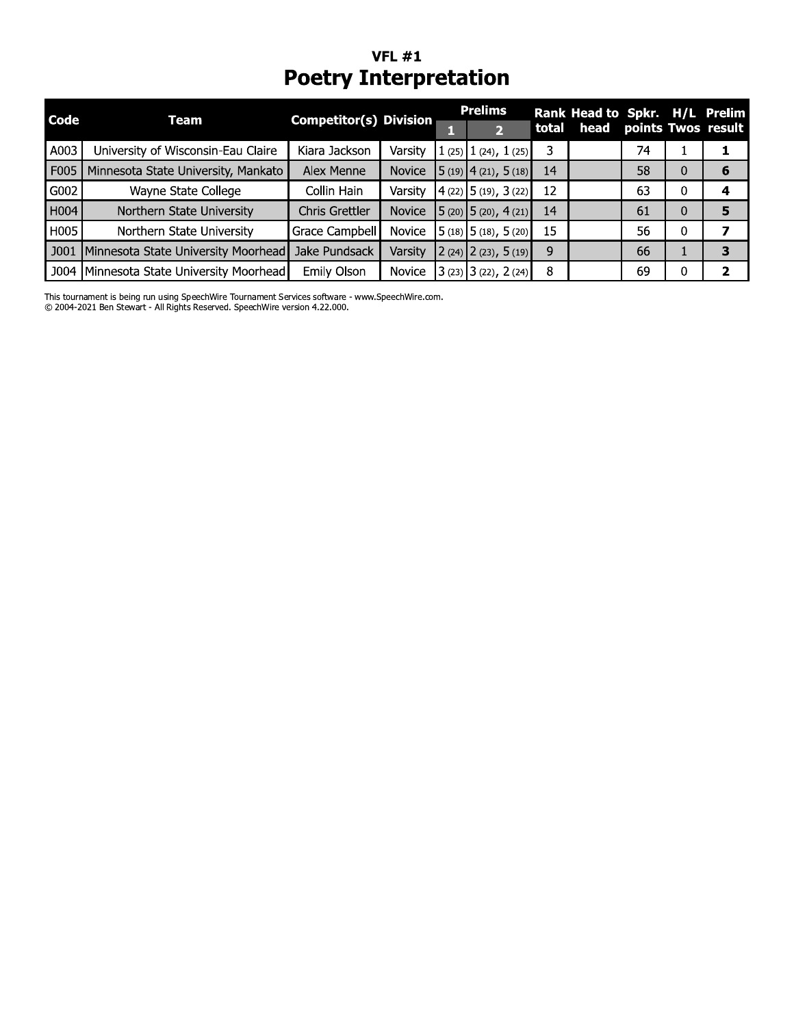## VFL #1

# Poetry Interpretation

| Code | Team | Competitor(s) | Division | Prelims | | Rank total | Head to head | Spkr. points | H/L Twos | Prelim result |
|---|---|---|---|---|---|---|---|---|---|---|
| | | | | 1 | 2 | | | | | |
| A003 | University of Wisconsin-Eau Claire | Kiara Jackson | Varsity | 1 (25) | 1 (24), 1 (25) | 3 | | 74 | 1 | **1** |
| F005 | Minnesota State University, Mankato | Alex Menne | Novice | 5 (19) | 4 (21), 5 (18) | 14 | | 58 | 0 | **6** |
| G002 | Wayne State College | Collin Hain | Varsity | 4 (22) | 5 (19), 3 (22) | 12 | | 63 | 0 | **4** |
| H004 | Northern State University | Chris Grettler | Novice | 5 (20) | 5 (20), 4 (21) | 14 | | 61 | 0 | **5** |
| H005 | Northern State University | Grace Campbell | Novice | 5 (18) | 5 (18), 5 (20) | 15 | | 56 | 0 | **7** |
| J001 | Minnesota State University Moorhead | Jake Pundsack | Varsity | 2 (24) | 2 (23), 5 (19) | 9 | | 66 | 1 | **3** |
| J004 | Minnesota State University Moorhead | Emily Olson | Novice | 3 (23) | 3 (22), 2 (24) | 8 | | 69 | 0 | **2** |

This tournament is being run using SpeechWire Tournament Services software - www.SpeechWire.com.
© 2004-2021 Ben Stewart - All Rights Reserved. SpeechWire version 4.22.000.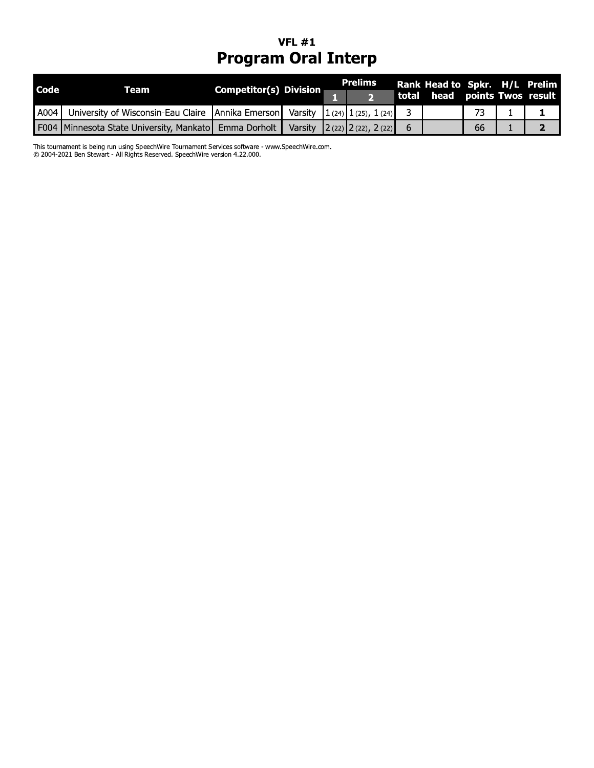### VFL #1

## Program Oral Interp

| Code | Team | Competitor(s) | Division | Prelims | | Rank total | Head to head | Spkr. points | H/L Twos | Prelim result |
|---|---|---|---|---|---|---|---|---|---|---|
| | | | | 1 | 2 | | | | | |
| A004 | University of Wisconsin-Eau Claire | Annika Emerson | Varsity | 1 (24) | 1 (25), 1 (24) | 3 | | 73 | 1 | **1** |
| F004 | Minnesota State University, Mankato | Emma Dorholt | Varsity | 2 (22) | 2 (22), 2 (22) | 6 | | 66 | 1 | **2** |

This tournament is being run using SpeechWire Tournament Services software - www.SpeechWire.com.
© 2004-2021 Ben Stewart - All Rights Reserved. SpeechWire version 4.22.000.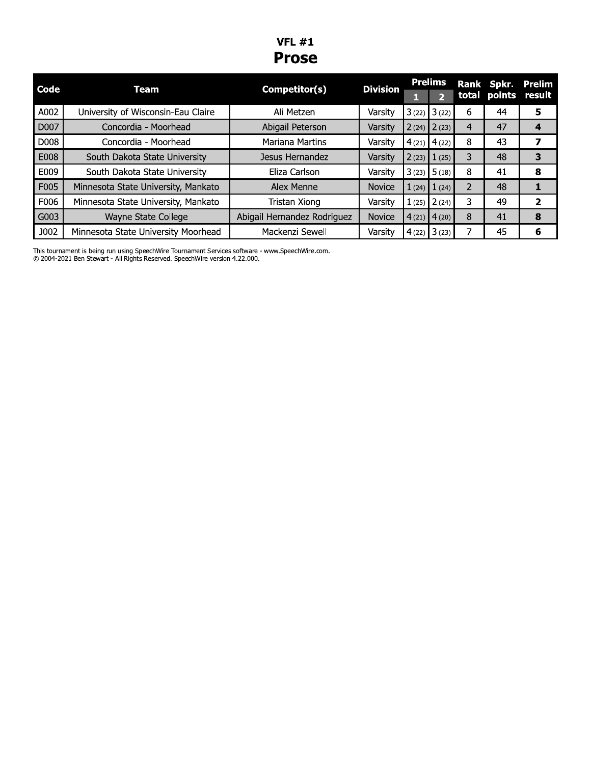# VFL #1

## Prose

| Code | Team | Competitor(s) | Division | Prelims | | Rank total | Spkr. points | Prelim result |
|---|---|---|---|---|---|---|---|---|
| | | | | 1 | 2 | | | |
| A002 | University of Wisconsin-Eau Claire | Ali Metzen | Varsity | 3 (22) | 3 (22) | 6 | 44 | **5** |
| D007 | Concordia - Moorhead | Abigail Peterson | Varsity | 2 (24) | 2 (23) | 4 | 47 | **4** |
| D008 | Concordia - Moorhead | Mariana Martins | Varsity | 4 (21) | 4 (22) | 8 | 43 | **7** |
| E008 | South Dakota State University | Jesus Hernandez | Varsity | 2 (23) | 1 (25) | 3 | 48 | **3** |
| E009 | South Dakota State University | Eliza Carlson | Varsity | 3 (23) | 5 (18) | 8 | 41 | **8** |
| F005 | Minnesota State University, Mankato | Alex Menne | Novice | 1 (24) | 1 (24) | 2 | 48 | **1** |
| F006 | Minnesota State University, Mankato | Tristan Xiong | Varsity | 1 (25) | 2 (24) | 3 | 49 | **2** |
| G003 | Wayne State College | Abigail Hernandez Rodriguez | Novice | 4 (21) | 4 (20) | 8 | 41 | **8** |
| J002 | Minnesota State University Moorhead | Mackenzi Sewell | Varsity | 4 (22) | 3 (23) | 7 | 45 | **6** |

This tournament is being run using SpeechWire Tournament Services software - www.SpeechWire.com.
© 2004-2021 Ben Stewart - All Rights Reserved. SpeechWire version 4.22.000.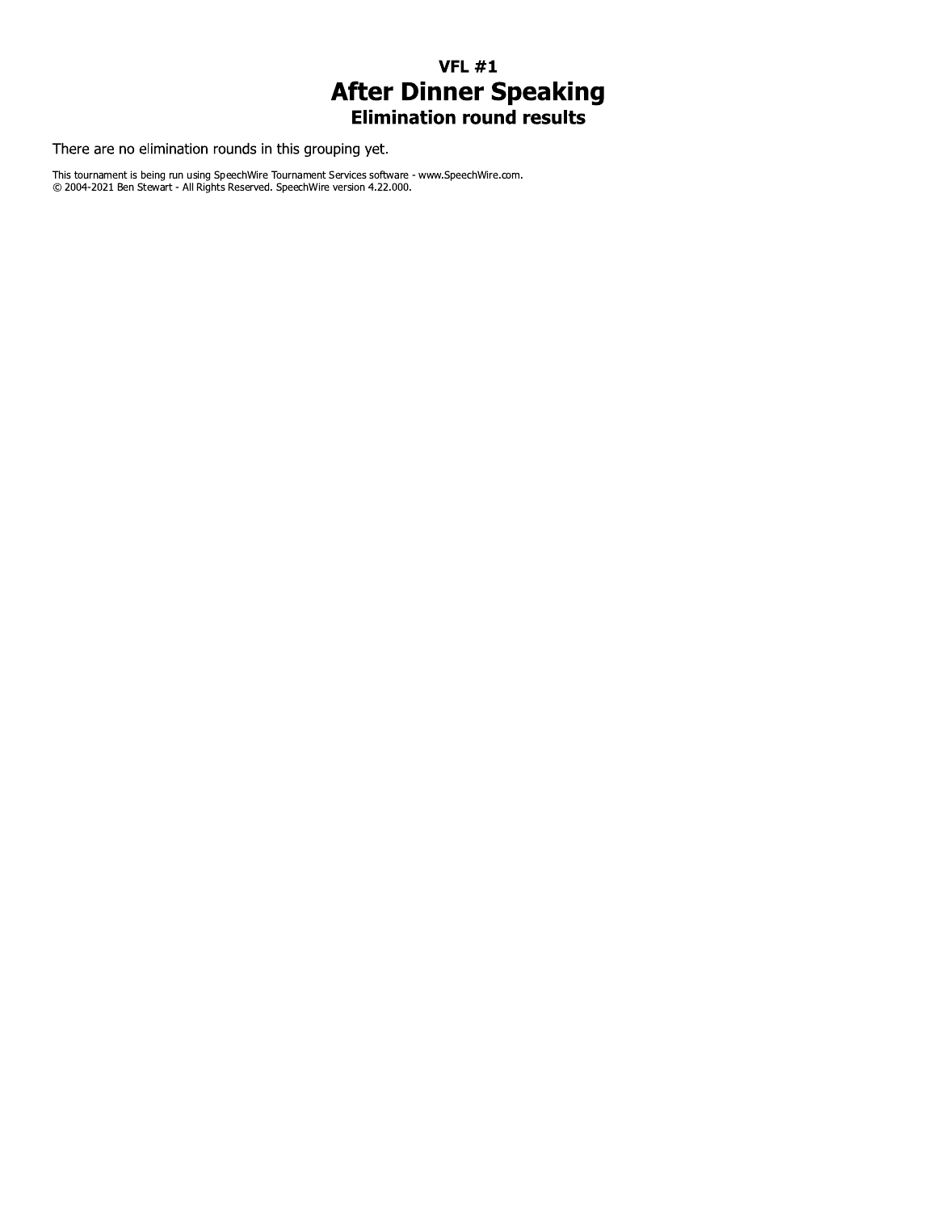### VFL #1

# After Dinner Speaking

### Elimination round results

There are no elimination rounds in this grouping yet.

This tournament is being run using SpeechWire Tournament Services software - www.SpeechWire.com.
© 2004-2021 Ben Stewart - All Rights Reserved. SpeechWire version 4.22.000.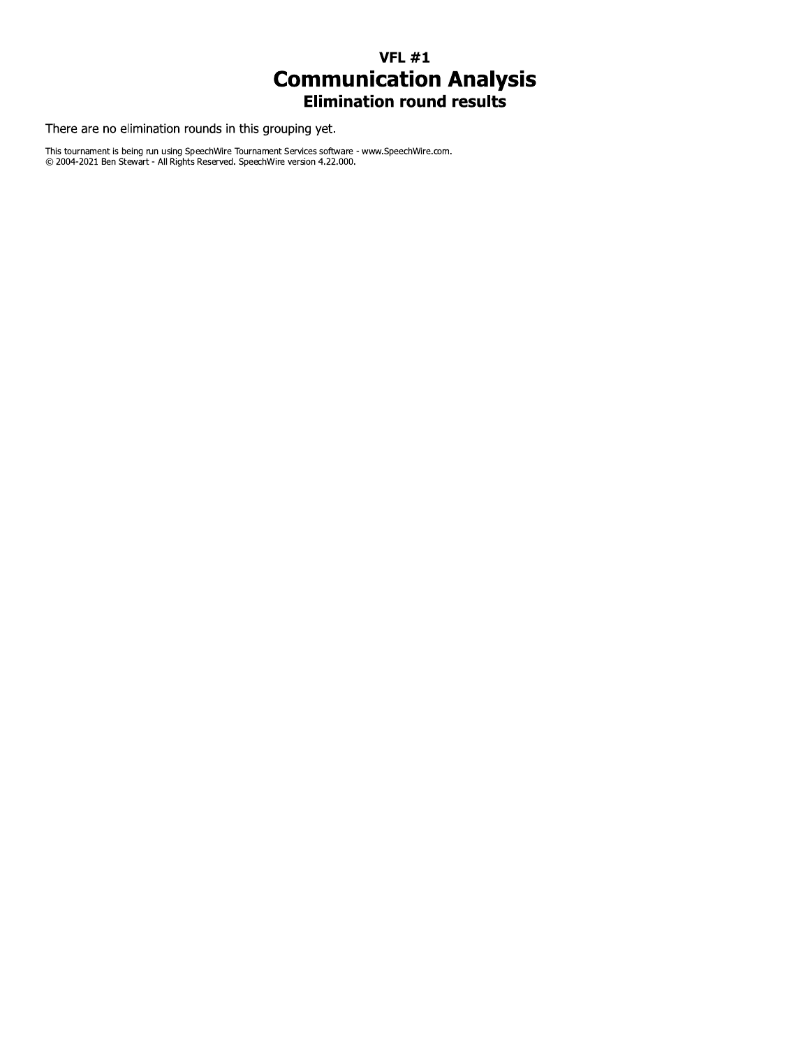# VFL #1
# Communication Analysis
## Elimination round results

There are no elimination rounds in this grouping yet.

This tournament is being run using SpeechWire Tournament Services software - www.SpeechWire.com.
© 2004-2021 Ben Stewart - All Rights Reserved. SpeechWire version 4.22.000.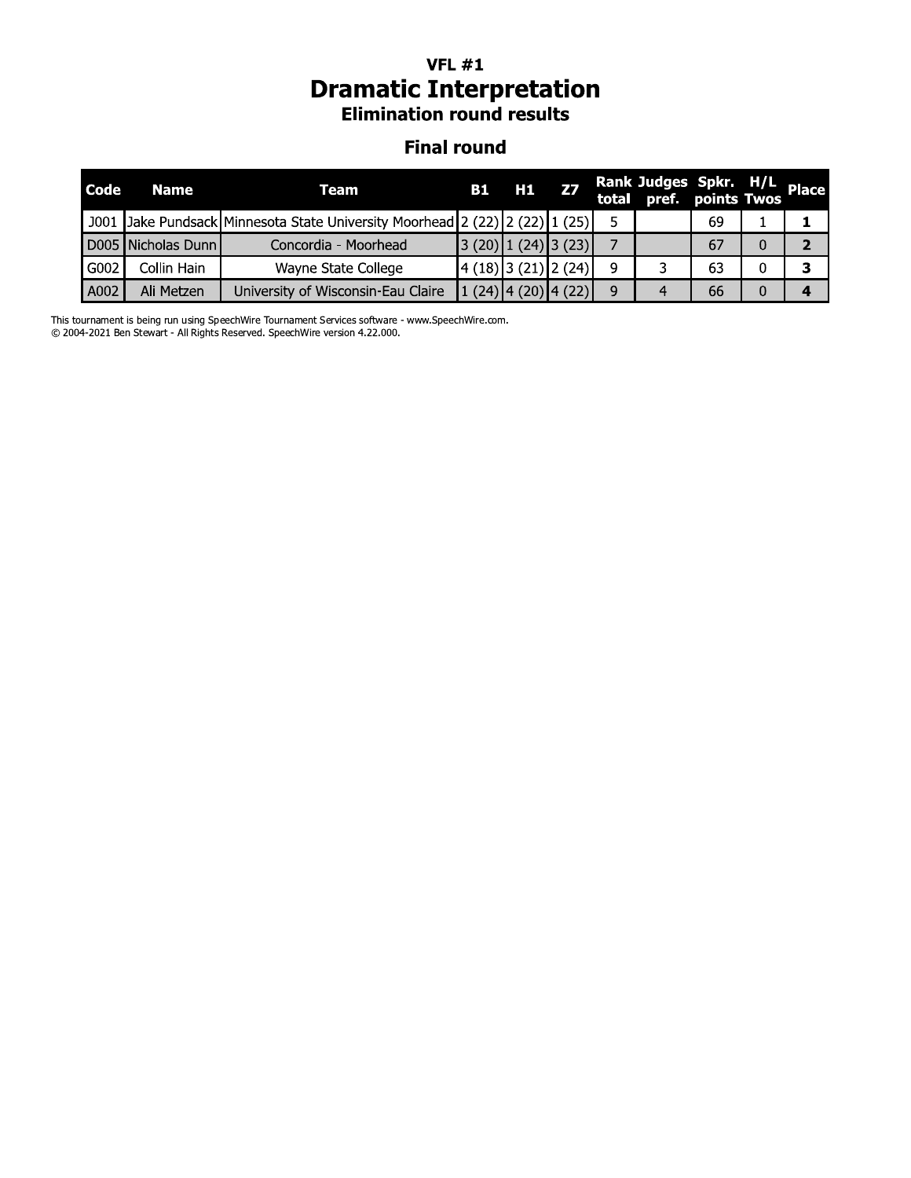# VFL #1
# Dramatic Interpretation
## Elimination round results

### Final round

| Code | Name | Team | B1 | H1 | Z7 | Rank total | Judges pref. | Spkr. points | H/L Twos | Place |
|---|---|---|---|---|---|---|---|---|---|---|
| J001 | Jake Pundsack | Minnesota State University Moorhead | 2 (22) | 2 (22) | 1 (25) | 5 | | 69 | 1 | **1** |
| D005 | Nicholas Dunn | Concordia - Moorhead | 3 (20) | 1 (24) | 3 (23) | 7 | | 67 | 0 | **2** |
| G002 | Collin Hain | Wayne State College | 4 (18) | 3 (21) | 2 (24) | 9 | 3 | 63 | 0 | **3** |
| A002 | Ali Metzen | University of Wisconsin-Eau Claire | 1 (24) | 4 (20) | 4 (22) | 9 | 4 | 66 | 0 | **4** |

This tournament is being run using SpeechWire Tournament Services software - www.SpeechWire.com.
© 2004-2021 Ben Stewart - All Rights Reserved. SpeechWire version 4.22.000.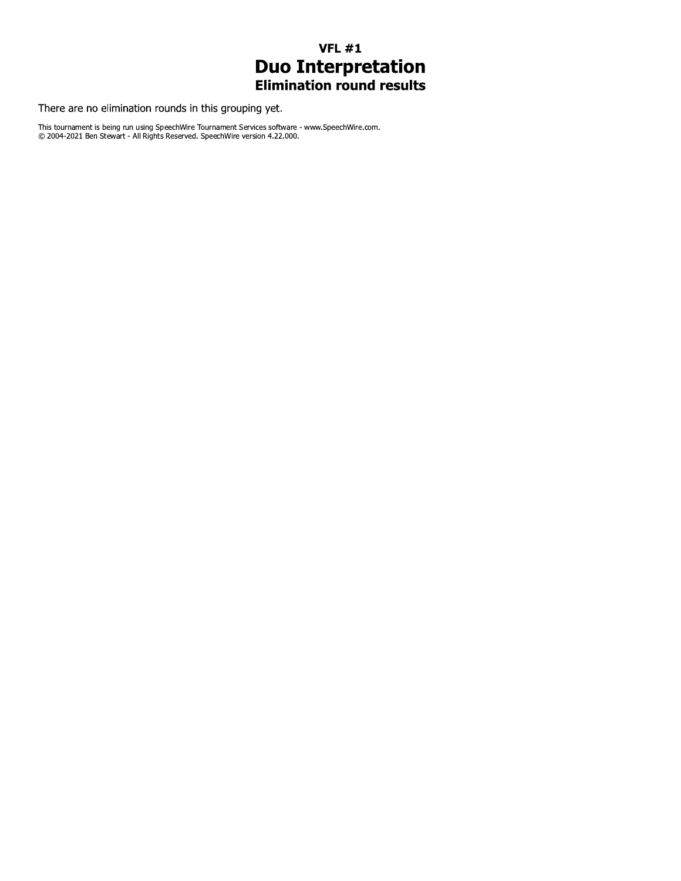# VFL #1

# Duo Interpretation

## Elimination round results

There are no elimination rounds in this grouping yet.

This tournament is being run using SpeechWire Tournament Services software - www.SpeechWire.com.
© 2004-2021 Ben Stewart - All Rights Reserved. SpeechWire version 4.22.000.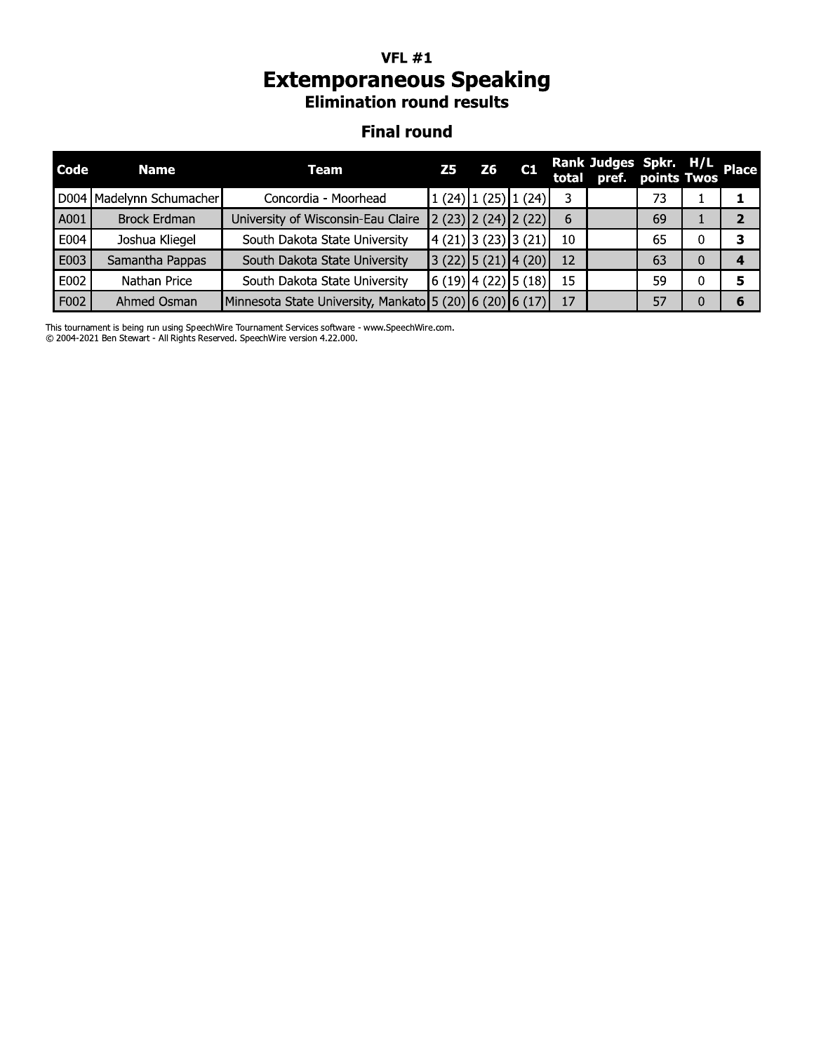# VFL #1

## Extemporaneous Speaking

### Elimination round results

### Final round

| Code | Name | Team | Z5 | Z6 | C1 | Rank total | Judges pref. | Spkr. points | H/L Twos | Place |
|---|---|---|---|---|---|---|---|---|---|---|
| D004 | Madelynn Schumacher | Concordia - Moorhead | 1 (24) | 1 (25) | 1 (24) | 3 | | 73 | 1 | **1** |
| A001 | Brock Erdman | University of Wisconsin-Eau Claire | 2 (23) | 2 (24) | 2 (22) | 6 | | 69 | 1 | **2** |
| E004 | Joshua Kliegel | South Dakota State University | 4 (21) | 3 (23) | 3 (21) | 10 | | 65 | 0 | **3** |
| E003 | Samantha Pappas | South Dakota State University | 3 (22) | 5 (21) | 4 (20) | 12 | | 63 | 0 | **4** |
| E002 | Nathan Price | South Dakota State University | 6 (19) | 4 (22) | 5 (18) | 15 | | 59 | 0 | **5** |
| F002 | Ahmed Osman | Minnesota State University, Mankato | 5 (20) | 6 (20) | 6 (17) | 17 | | 57 | 0 | **6** |

This tournament is being run using SpeechWire Tournament Services software - www.SpeechWire.com.
© 2004-2021 Ben Stewart - All Rights Reserved. SpeechWire version 4.22.000.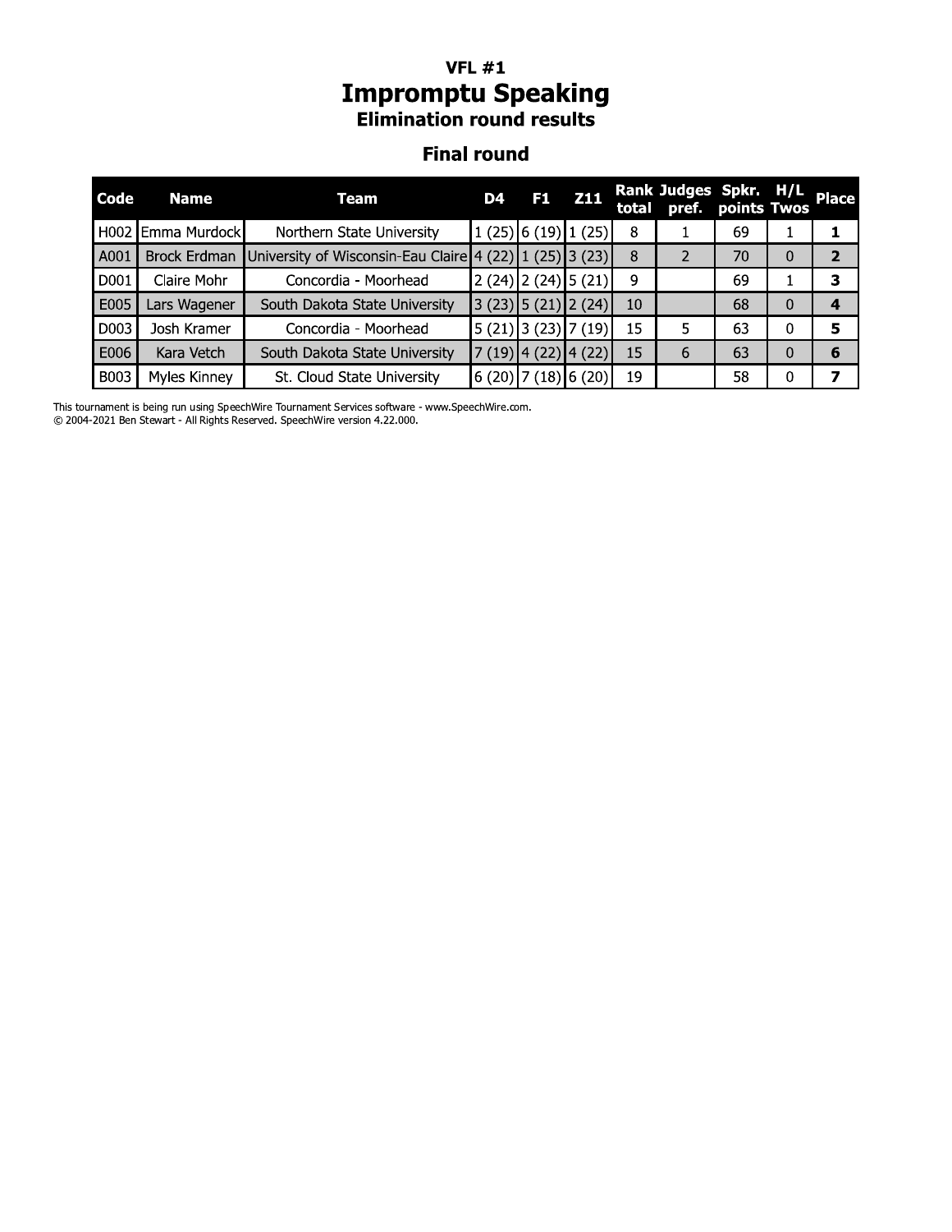## VFL #1

# Impromptu Speaking

### Elimination round results

### Final round

| Code | Name | Team | D4 | F1 | Z11 | Rank total | Judges pref. | Spkr. points | H/L Twos | Place |
|---|---|---|---|---|---|---|---|---|---|---|
| H002 | Emma Murdock | Northern State University | 1 (25) | 6 (19) | 1 (25) | 8 | 1 | 69 | 1 | **1** |
| A001 | Brock Erdman | University of Wisconsin-Eau Claire | 4 (22) | 1 (25) | 3 (23) | 8 | 2 | 70 | 0 | **2** |
| D001 | Claire Mohr | Concordia - Moorhead | 2 (24) | 2 (24) | 5 (21) | 9 | | 69 | 1 | **3** |
| E005 | Lars Wagener | South Dakota State University | 3 (23) | 5 (21) | 2 (24) | 10 | | 68 | 0 | **4** |
| D003 | Josh Kramer | Concordia - Moorhead | 5 (21) | 3 (23) | 7 (19) | 15 | 5 | 63 | 0 | **5** |
| E006 | Kara Vetch | South Dakota State University | 7 (19) | 4 (22) | 4 (22) | 15 | 6 | 63 | 0 | **6** |
| B003 | Myles Kinney | St. Cloud State University | 6 (20) | 7 (18) | 6 (20) | 19 | | 58 | 0 | **7** |

This tournament is being run using SpeechWire Tournament Services software - www.SpeechWire.com.
© 2004-2021 Ben Stewart - All Rights Reserved. SpeechWire version 4.22.000.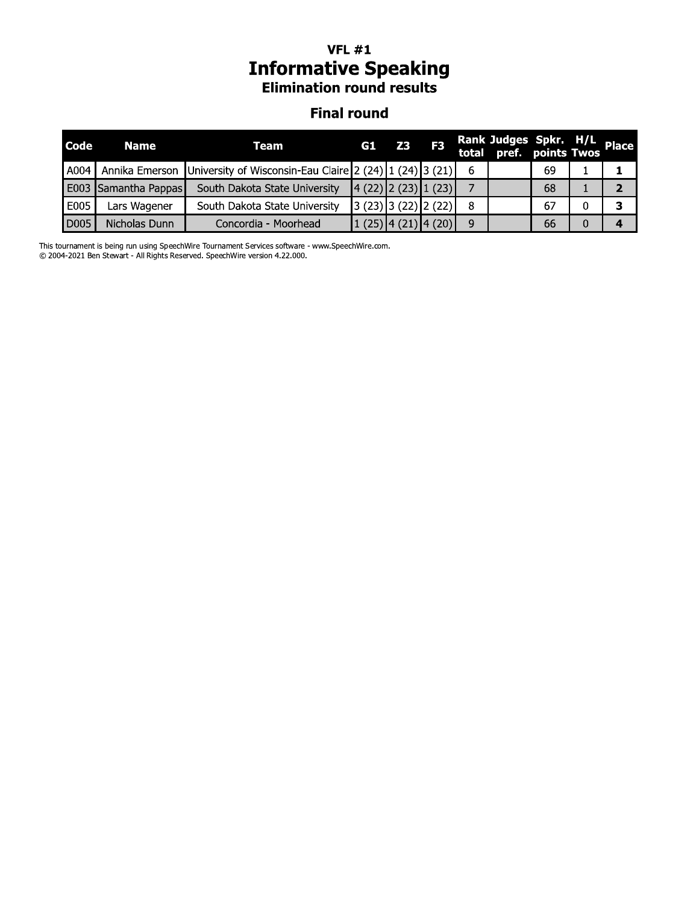### VFL #1
# Informative Speaking
### Elimination round results

## Final round

| Code | Name | Team | G1 | Z3 | F3 | Rank total | Judges pref. | Spkr. points | H/L Twos | Place |
|---|---|---|---|---|---|---|---|---|---|---|
| A004 | Annika Emerson | University of Wisconsin-Eau Claire | 2 (24) | 1 (24) | 3 (21) | 6 | | 69 | 1 | **1** |
| E003 | Samantha Pappas | South Dakota State University | 4 (22) | 2 (23) | 1 (23) | 7 | | 68 | 1 | **2** |
| E005 | Lars Wagener | South Dakota State University | 3 (23) | 3 (22) | 2 (22) | 8 | | 67 | 0 | **3** |
| D005 | Nicholas Dunn | Concordia - Moorhead | 1 (25) | 4 (21) | 4 (20) | 9 | | 66 | 0 | **4** |

This tournament is being run using SpeechWire Tournament Services software - www.SpeechWire.com.
© 2004-2021 Ben Stewart - All Rights Reserved. SpeechWire version 4.22.000.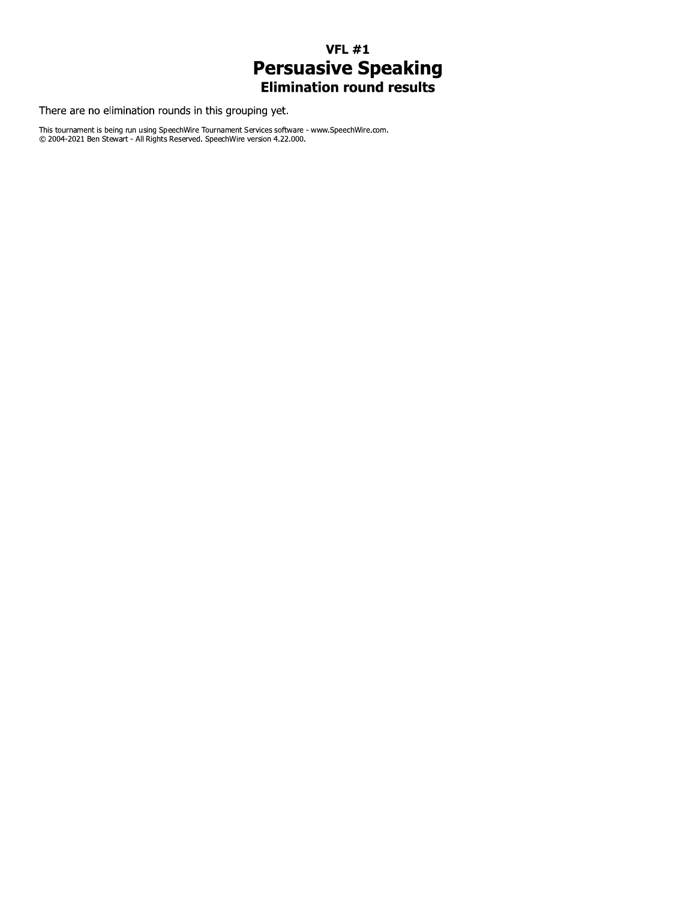### VFL #1

# Persuasive Speaking

## Elimination round results

There are no elimination rounds in this grouping yet.

This tournament is being run using SpeechWire Tournament Services software - www.SpeechWire.com.
© 2004-2021 Ben Stewart - All Rights Reserved. SpeechWire version 4.22.000.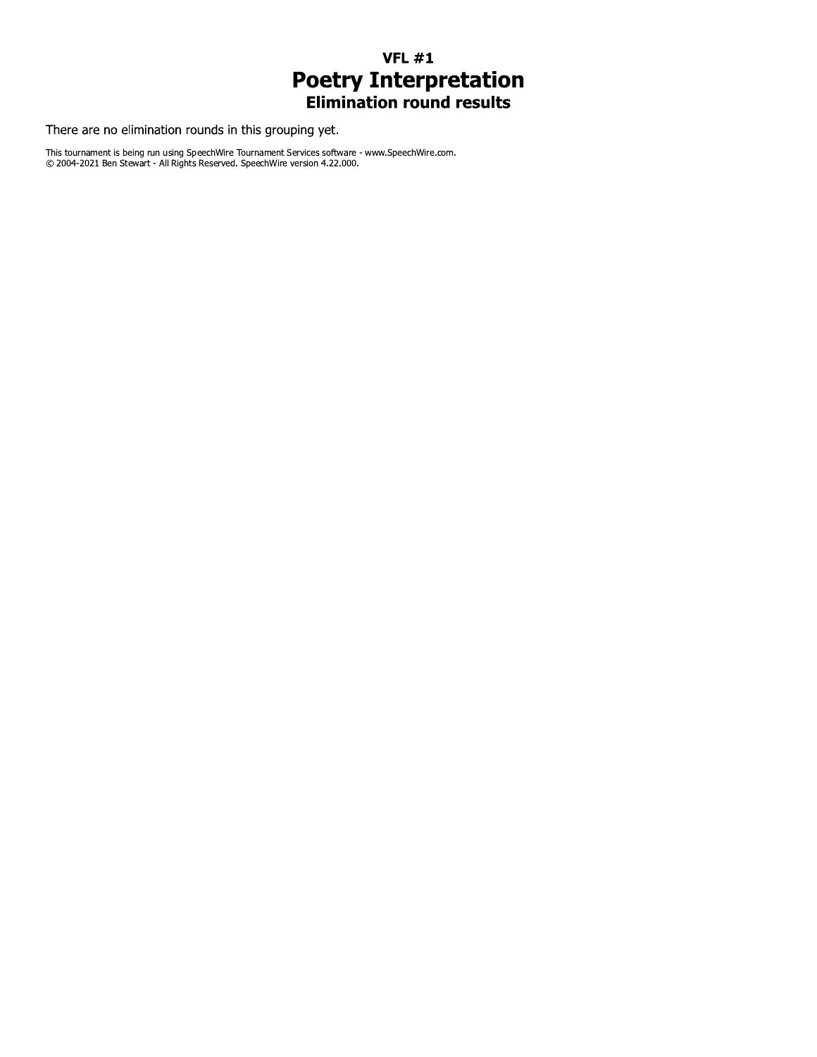# VFL #1
## Poetry Interpretation
### Elimination round results

There are no elimination rounds in this grouping yet.

This tournament is being run using SpeechWire Tournament Services software - www.SpeechWire.com.
© 2004-2021 Ben Stewart - All Rights Reserved. SpeechWire version 4.22.000.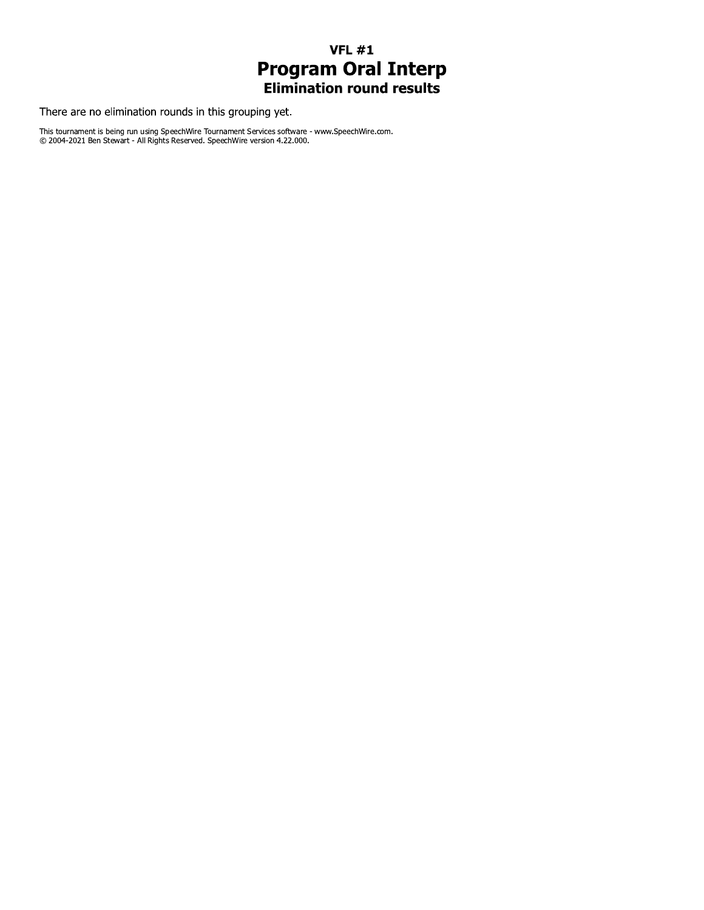# VFL #1
## Program Oral Interp
### Elimination round results

There are no elimination rounds in this grouping yet.

This tournament is being run using SpeechWire Tournament Services software - www.SpeechWire.com.
© 2004-2021 Ben Stewart - All Rights Reserved. SpeechWire version 4.22.000.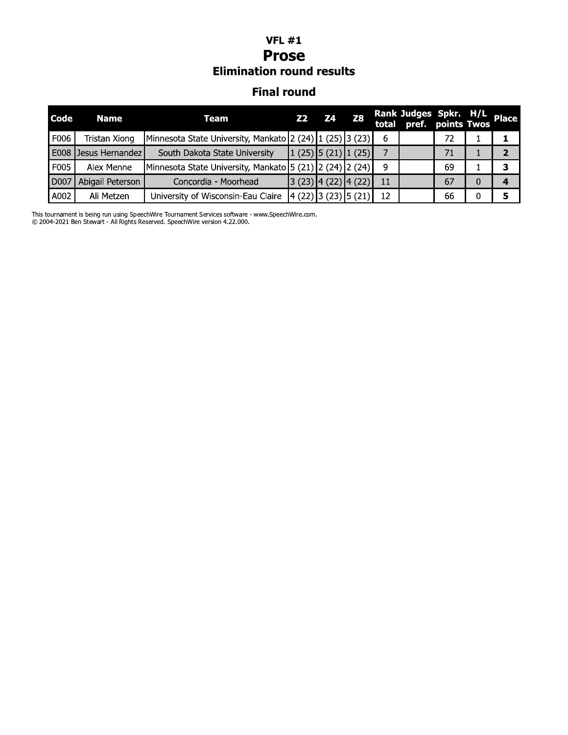### VFL #1

# Prose

## Elimination round results

### Final round

| Code | Name | Team | Z2 | Z4 | Z8 | Rank total | Judges pref. | Spkr. points | H/L Twos | Place |
|---|---|---|---|---|---|---|---|---|---|---|
| F006 | Tristan Xiong | Minnesota State University, Mankato | 2 (24) | 1 (25) | 3 (23) | 6 | | 72 | 1 | **1** |
| E008 | Jesus Hernandez | South Dakota State University | 1 (25) | 5 (21) | 1 (25) | 7 | | 71 | 1 | **2** |
| F005 | Alex Menne | Minnesota State University, Mankato | 5 (21) | 2 (24) | 2 (24) | 9 | | 69 | 1 | **3** |
| D007 | Abigail Peterson | Concordia - Moorhead | 3 (23) | 4 (22) | 4 (22) | 11 | | 67 | 0 | **4** |
| A002 | Ali Metzen | University of Wisconsin-Eau Claire | 4 (22) | 3 (23) | 5 (21) | 12 | | 66 | 0 | **5** |

This tournament is being run using SpeechWire Tournament Services software - www.SpeechWire.com.
© 2004-2021 Ben Stewart - All Rights Reserved. SpeechWire version 4.22.000.